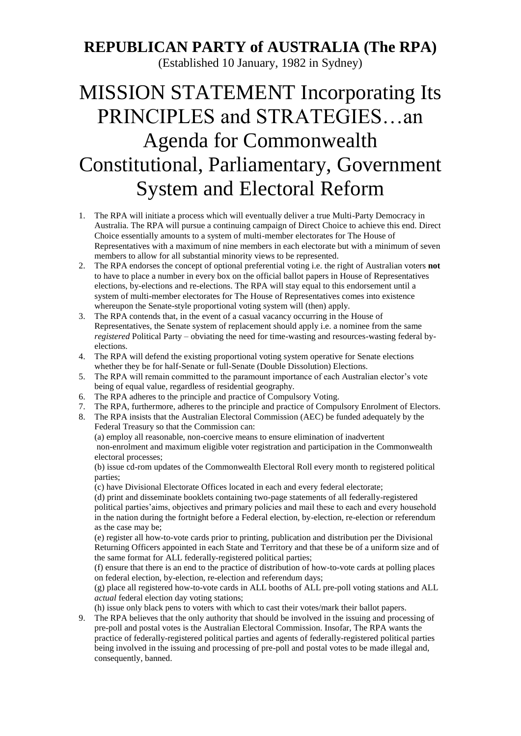# REPUBLICAN PARTY of AUSTRALIA (The RPA)

(Established 10 January, 1982 in Sydney)

# MISSION STATEMENT Incorporating Its PRINCIPLES and STRATEGIES…an Agenda for Commonwealth Constitutional, Parliamentary, Government System and Electoral Reform

1. The RPA will initiate a process which will eventually deliver a true Multi-Party Democracy in Australia. The RPA will pursue a continuing campaign of Direct Choice to achieve this end. Direct Choice essentially amounts to a system of multi-member electorates for The House of Representatives with a maximum of nine members in each electorate but with a minimum of seven members to allow for all substantial minority views to be represented.
2. The RPA endorses the concept of optional preferential voting i.e. the right of Australian voters **not** to have to place a number in every box on the official ballot papers in House of Representatives elections, by-elections and re-elections. The RPA will stay equal to this endorsement until a system of multi-member electorates for The House of Representatives comes into existence whereupon the Senate-style proportional voting system will (then) apply.
3. The RPA contends that, in the event of a casual vacancy occurring in the House of Representatives, the Senate system of replacement should apply i.e. a nominee from the same *registered* Political Party – obviating the need for time-wasting and resources-wasting federal by-elections.
4. The RPA will defend the existing proportional voting system operative for Senate elections whether they be for half-Senate or full-Senate (Double Dissolution) Elections.
5. The RPA will remain committed to the paramount importance of each Australian elector's vote being of equal value, regardless of residential geography.
6. The RPA adheres to the principle and practice of Compulsory Voting.
7. The RPA, furthermore, adheres to the principle and practice of Compulsory Enrolment of Electors.
8. The RPA insists that the Australian Electoral Commission (AEC) be funded adequately by the Federal Treasury so that the Commission can:

   (a) employ all reasonable, non-coercive means to ensure elimination of inadvertent non-enrolment and maximum eligible voter registration and participation in the Commonwealth electoral processes;

   (b) issue cd-rom updates of the Commonwealth Electoral Roll every month to registered political parties;

   (c) have Divisional Electorate Offices located in each and every federal electorate;

   (d) print and disseminate booklets containing two-page statements of all federally-registered political parties'aims, objectives and primary policies and mail these to each and every household in the nation during the fortnight before a Federal election, by-election, re-election or referendum as the case may be;

   (e) register all how-to-vote cards prior to printing, publication and distribution per the Divisional Returning Officers appointed in each State and Territory and that these be of a uniform size and of the same format for ALL federally-registered political parties;

   (f) ensure that there is an end to the practice of distribution of how-to-vote cards at polling places on federal election, by-election, re-election and referendum days;

   (g) place all registered how-to-vote cards in ALL booths of ALL pre-poll voting stations and ALL *actual* federal election day voting stations;

   (h) issue only black pens to voters with which to cast their votes/mark their ballot papers.
9. The RPA believes that the only authority that should be involved in the issuing and processing of pre-poll and postal votes is the Australian Electoral Commission. Insofar, The RPA wants the practice of federally-registered political parties and agents of federally-registered political parties being involved in the issuing and processing of pre-poll and postal votes to be made illegal and, consequently, banned.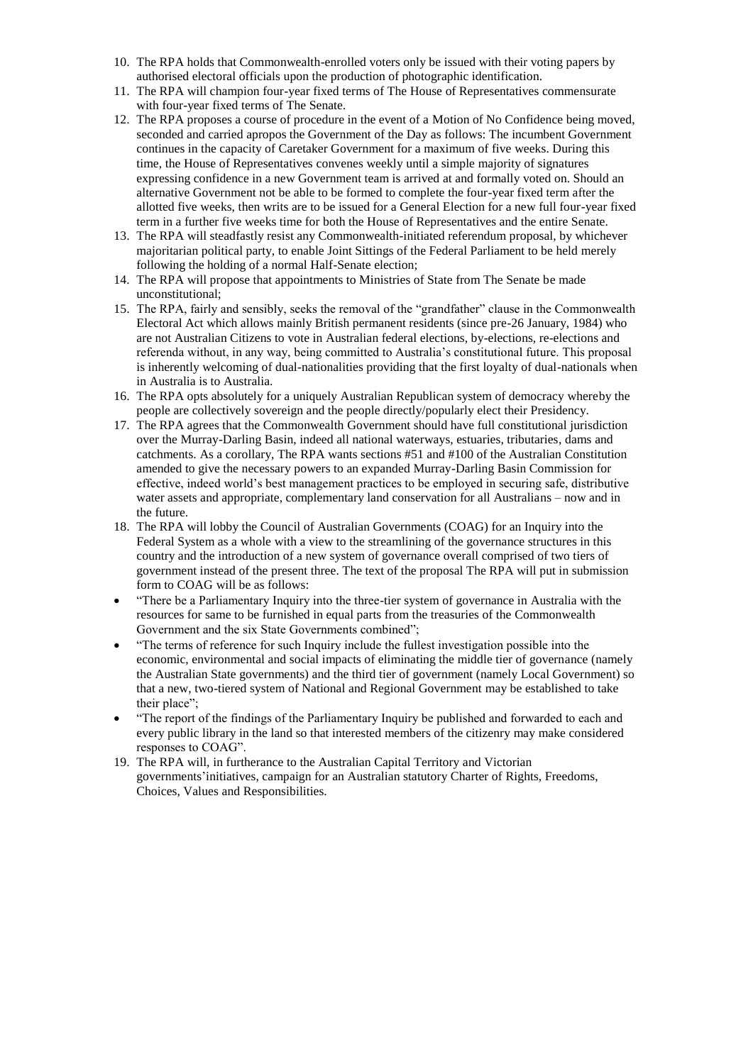10. The RPA holds that Commonwealth-enrolled voters only be issued with their voting papers by authorised electoral officials upon the production of photographic identification.
11. The RPA will champion four-year fixed terms of The House of Representatives commensurate with four-year fixed terms of The Senate.
12. The RPA proposes a course of procedure in the event of a Motion of No Confidence being moved, seconded and carried apropos the Government of the Day as follows: The incumbent Government continues in the capacity of Caretaker Government for a maximum of five weeks. During this time, the House of Representatives convenes weekly until a simple majority of signatures expressing confidence in a new Government team is arrived at and formally voted on. Should an alternative Government not be able to be formed to complete the four-year fixed term after the allotted five weeks, then writs are to be issued for a General Election for a new full four-year fixed term in a further five weeks time for both the House of Representatives and the entire Senate.
13. The RPA will steadfastly resist any Commonwealth-initiated referendum proposal, by whichever majoritarian political party, to enable Joint Sittings of the Federal Parliament to be held merely following the holding of a normal Half-Senate election;
14. The RPA will propose that appointments to Ministries of State from The Senate be made unconstitutional;
15. The RPA, fairly and sensibly, seeks the removal of the "grandfather" clause in the Commonwealth Electoral Act which allows mainly British permanent residents (since pre-26 January, 1984) who are not Australian Citizens to vote in Australian federal elections, by-elections, re-elections and referenda without, in any way, being committed to Australia's constitutional future. This proposal is inherently welcoming of dual-nationalities providing that the first loyalty of dual-nationals when in Australia is to Australia.
16. The RPA opts absolutely for a uniquely Australian Republican system of democracy whereby the people are collectively sovereign and the people directly/popularly elect their Presidency.
17. The RPA agrees that the Commonwealth Government should have full constitutional jurisdiction over the Murray-Darling Basin, indeed all national waterways, estuaries, tributaries, dams and catchments. As a corollary, The RPA wants sections #51 and #100 of the Australian Constitution amended to give the necessary powers to an expanded Murray-Darling Basin Commission for effective, indeed world's best management practices to be employed in securing safe, distributive water assets and appropriate, complementary land conservation for all Australians – now and in the future.
18. The RPA will lobby the Council of Australian Governments (COAG) for an Inquiry into the Federal System as a whole with a view to the streamlining of the governance structures in this country and the introduction of a new system of governance overall comprised of two tiers of government instead of the present three. The text of the proposal The RPA will put in submission form to COAG will be as follows:

- "There be a Parliamentary Inquiry into the three-tier system of governance in Australia with the resources for same to be furnished in equal parts from the treasuries of the Commonwealth Government and the six State Governments combined";
- "The terms of reference for such Inquiry include the fullest investigation possible into the economic, environmental and social impacts of eliminating the middle tier of governance (namely the Australian State governments) and the third tier of government (namely Local Government) so that a new, two-tiered system of National and Regional Government may be established to take their place";
- "The report of the findings of the Parliamentary Inquiry be published and forwarded to each and every public library in the land so that interested members of the citizenry may make considered responses to COAG".

19. The RPA will, in furtherance to the Australian Capital Territory and Victorian governments'initiatives, campaign for an Australian statutory Charter of Rights, Freedoms, Choices, Values and Responsibilities.